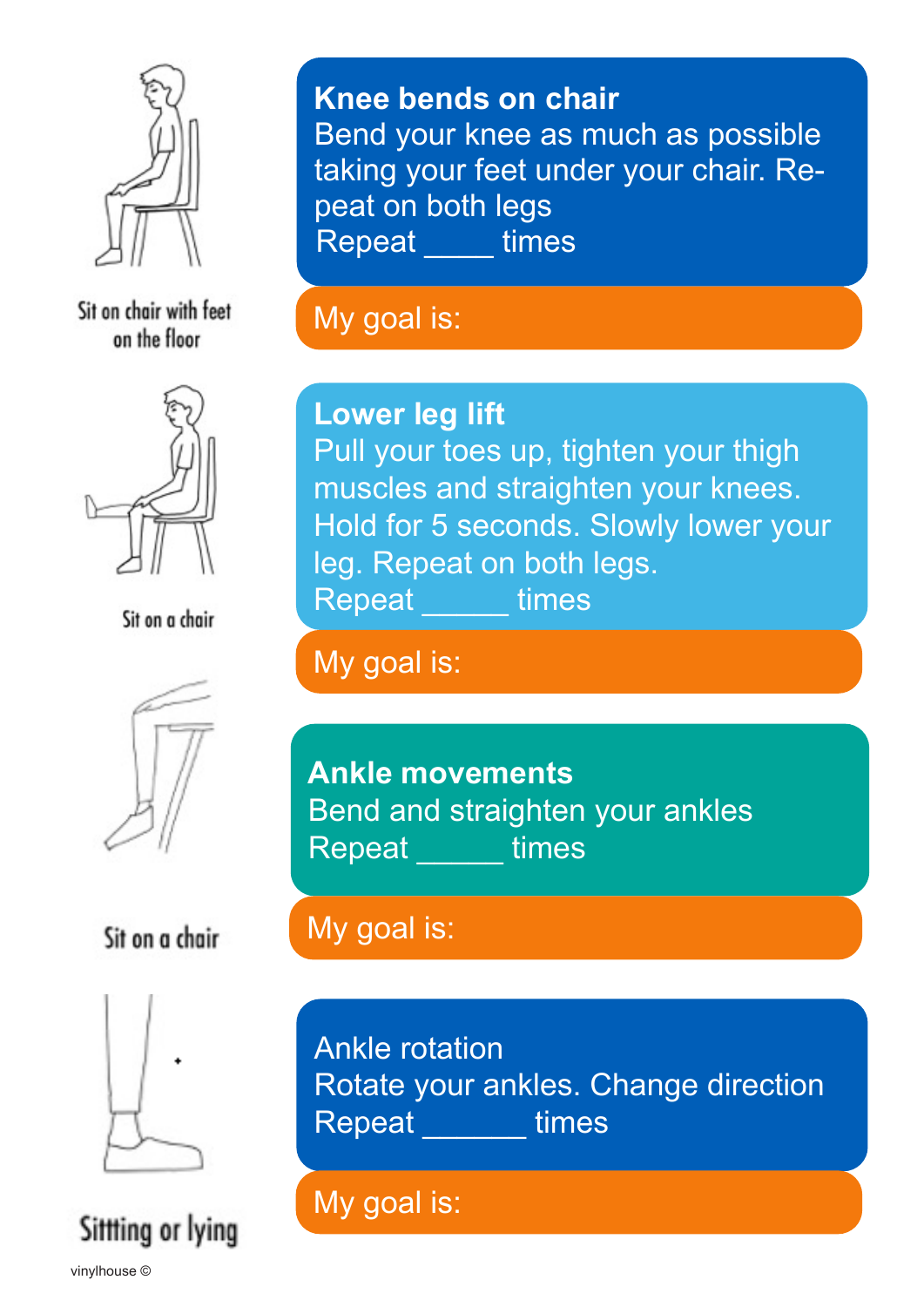Sit on chair with feet on the floor

**Knee bends on chair**

Bend your knee as much as possible taking your feet under your chair. Repeat on both legs

Repeat ____ times

My goal is:

Sit on a chair

**Lower leg lift**

Pull your toes up, tighten your thigh muscles and straighten your knees. Hold for 5 seconds. Slowly lower your leg. Repeat on both legs.

Repeat _____ times

My goal is:

Sit on a chair

**Ankle movements**

Bend and straighten your ankles

Repeat _____ times

My goal is:

Sitting or lying

Ankle rotation

Rotate your ankles. Change direction

Repeat ______ times

My goal is:

vinylhouse ©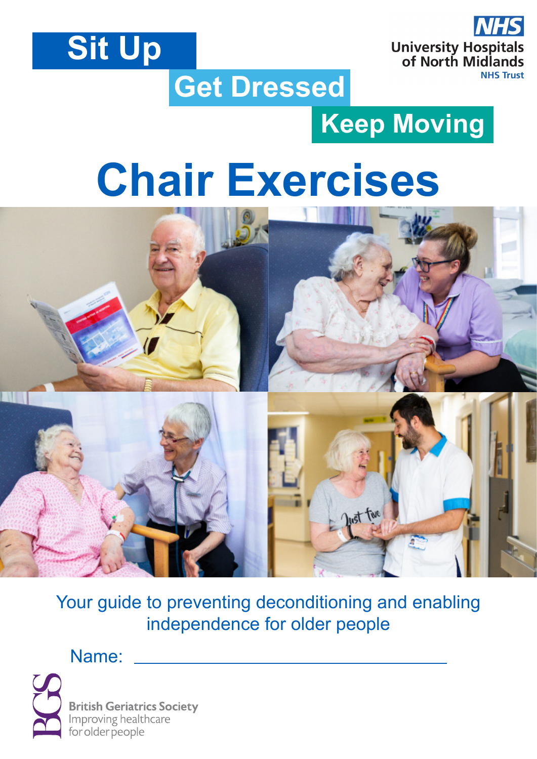Sit Up

Get Dressed

Keep Moving

NHS University Hospitals of North Midlands NHS Trust

# Chair Exercises

Your guide to preventing deconditioning and enabling independence for older people

Name: ______________________________

British Geriatrics Society
Improving healthcare for older people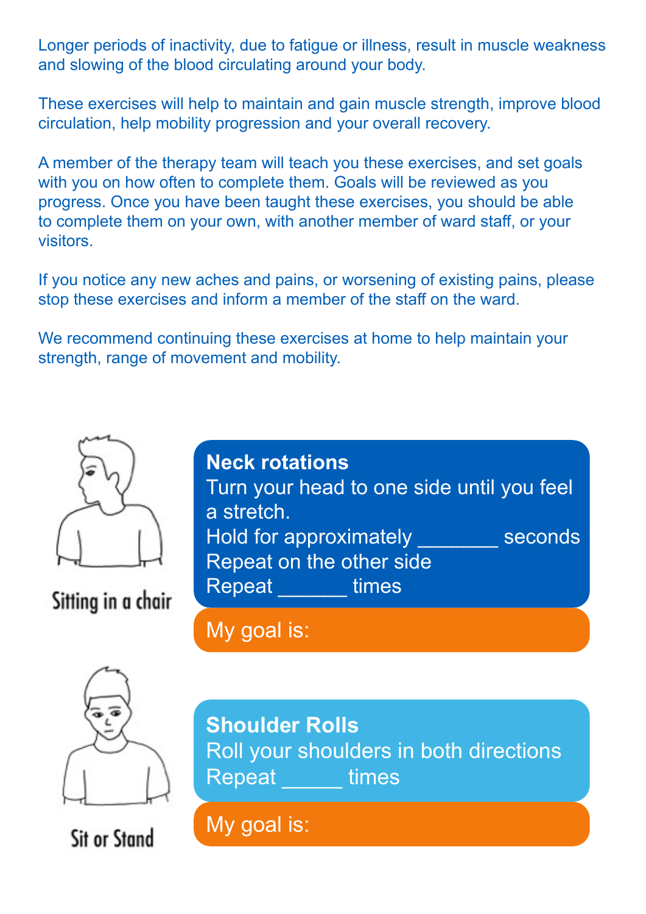Longer periods of inactivity, due to fatigue or illness, result in muscle weakness and slowing of the blood circulating around your body.

These exercises will help to maintain and gain muscle strength, improve blood circulation, help mobility progression and your overall recovery.

A member of the therapy team will teach you these exercises, and set goals with you on how often to complete them. Goals will be reviewed as you progress. Once you have been taught these exercises, you should be able to complete them on your own, with another member of ward staff, or your visitors.

If you notice any new aches and pains, or worsening of existing pains, please stop these exercises and inform a member of the staff on the ward.

We recommend continuing these exercises at home to help maintain your strength, range of movement and mobility.

Sitting in a chair

**Neck rotations**

Turn your head to one side until you feel a stretch.

Hold for approximately _______ seconds

Repeat on the other side

Repeat ______ times

My goal is:

Sit or Stand

**Shoulder Rolls**

Roll your shoulders in both directions

Repeat _____ times

My goal is: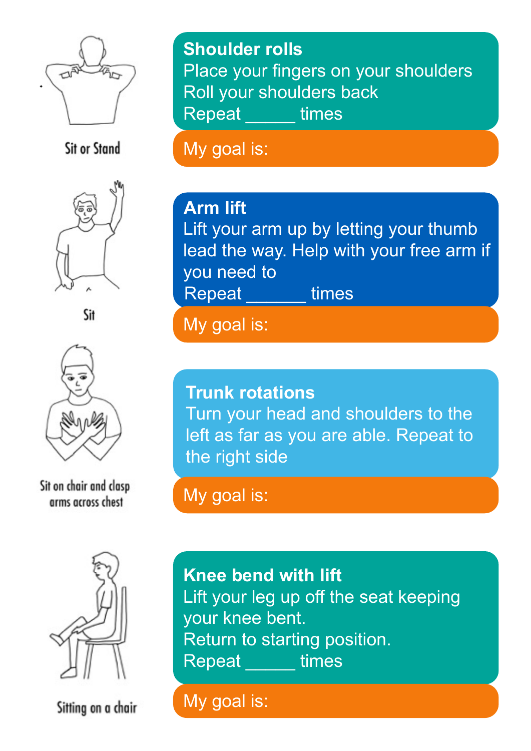Sit or Stand

## Shoulder rolls

Place your fingers on your shoulders
Roll your shoulders back
Repeat _____ times

My goal is:

Sit

## Arm lift

Lift your arm up by letting your thumb lead the way. Help with your free arm if you need to
Repeat ______ times

My goal is:

Sit on chair and clasp arms across chest

## Trunk rotations

Turn your head and shoulders to the left as far as you are able. Repeat to the right side

My goal is:

Sitting on a chair

## Knee bend with lift

Lift your leg up off the seat keeping your knee bent.
Return to starting position.
Repeat _____ times

My goal is: